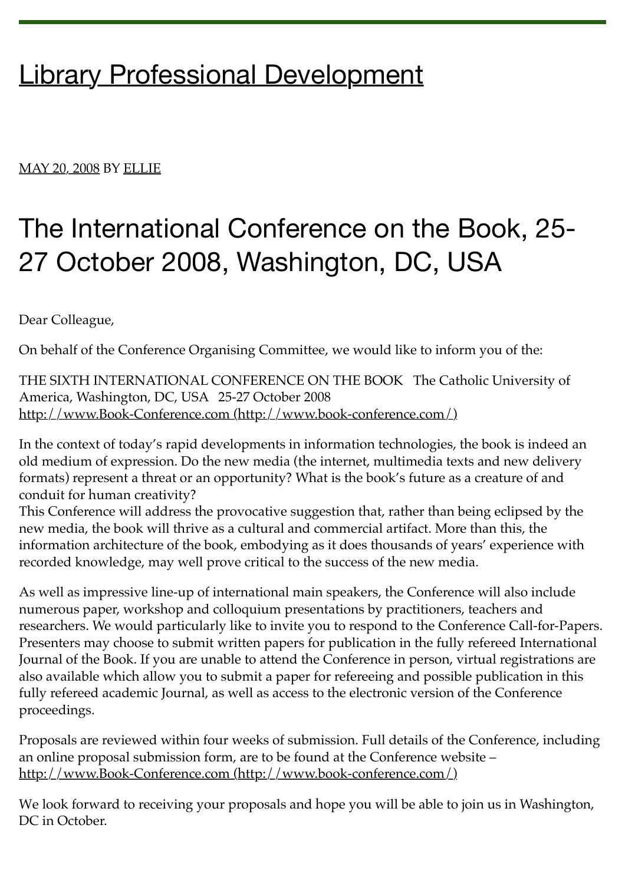# Library Professional Development

MAY 20, 2008 BY ELLIE

## The International Conference on the Book, 25-27 October 2008, Washington, DC, USA

Dear Colleague,

On behalf of the Conference Organising Committee, we would like to inform you of the:

THE SIXTH INTERNATIONAL CONFERENCE ON THE BOOK   The Catholic University of America, Washington, DC, USA   25-27 October 2008
http://www.Book-Conference.com (http://www.book-conference.com/)

In the context of today's rapid developments in information technologies, the book is indeed an old medium of expression. Do the new media (the internet, multimedia texts and new delivery formats) represent a threat or an opportunity? What is the book's future as a creature of and conduit for human creativity?
This Conference will address the provocative suggestion that, rather than being eclipsed by the new media, the book will thrive as a cultural and commercial artifact. More than this, the information architecture of the book, embodying as it does thousands of years' experience with recorded knowledge, may well prove critical to the success of the new media.

As well as impressive line-up of international main speakers, the Conference will also include numerous paper, workshop and colloquium presentations by practitioners, teachers and researchers. We would particularly like to invite you to respond to the Conference Call-for-Papers. Presenters may choose to submit written papers for publication in the fully refereed International Journal of the Book. If you are unable to attend the Conference in person, virtual registrations are also available which allow you to submit a paper for refereeing and possible publication in this fully refereed academic Journal, as well as access to the electronic version of the Conference proceedings.

Proposals are reviewed within four weeks of submission. Full details of the Conference, including an online proposal submission form, are to be found at the Conference website – http://www.Book-Conference.com (http://www.book-conference.com/)

We look forward to receiving your proposals and hope you will be able to join us in Washington, DC in October.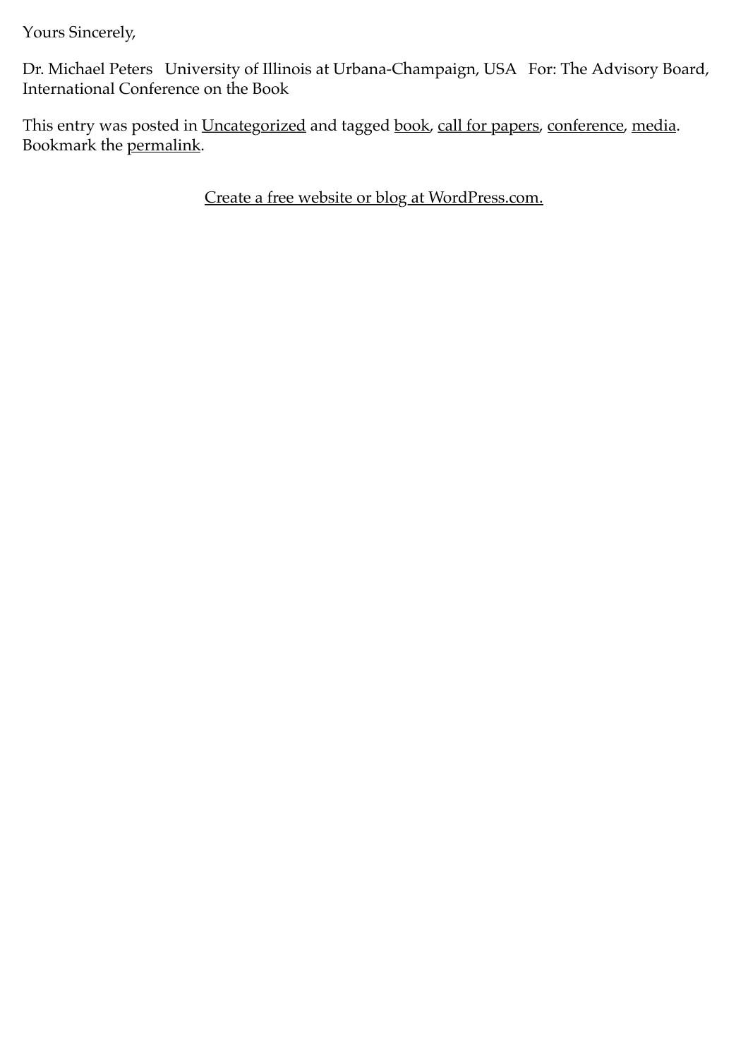Yours Sincerely,

Dr. Michael Peters   University of Illinois at Urbana-Champaign, USA   For: The Advisory Board, International Conference on the Book

This entry was posted in Uncategorized and tagged book, call for papers, conference, media. Bookmark the permalink.

Create a free website or blog at WordPress.com.